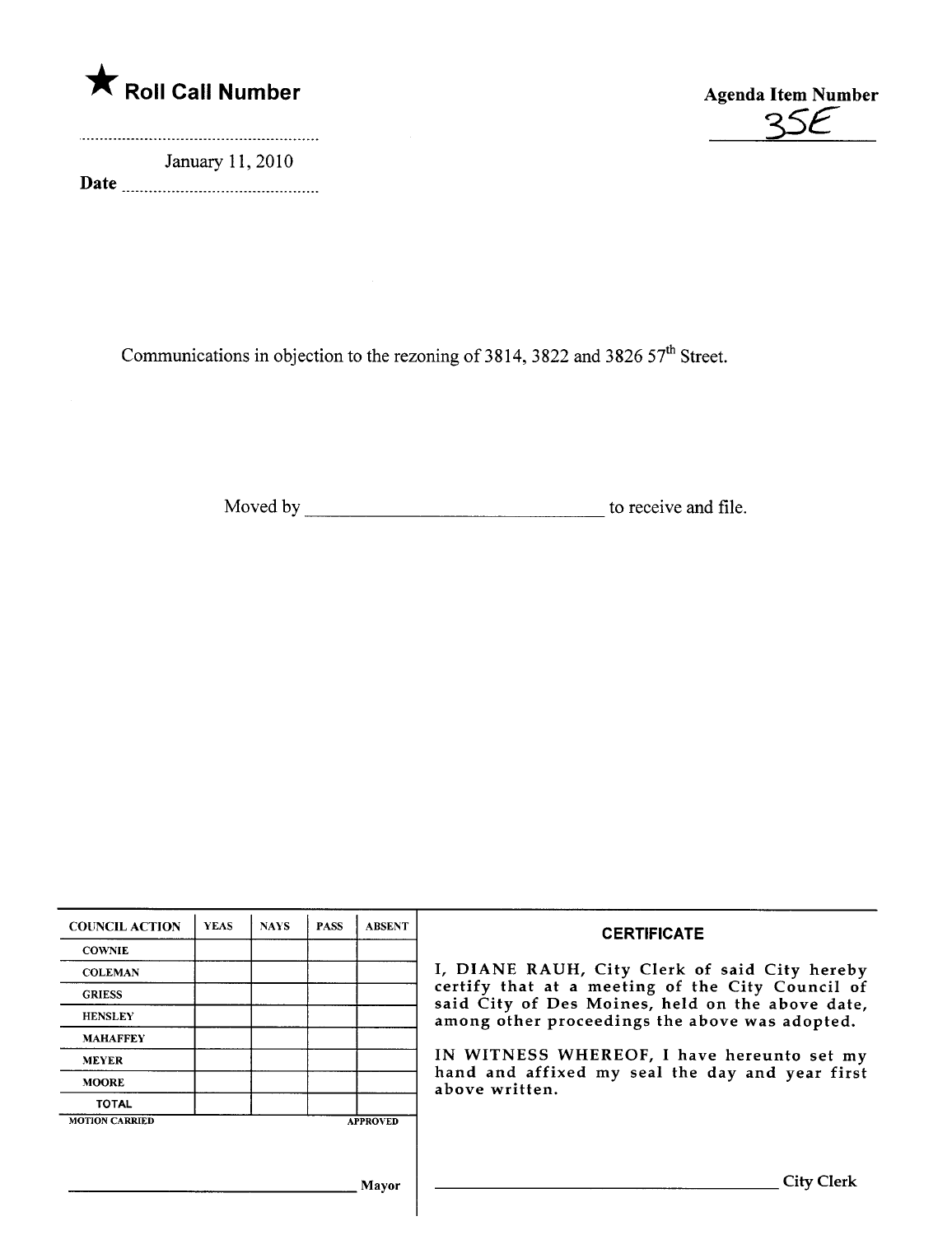★ **Roll Call Number**

**Agenda Item Number**

35E

January 11, 2010

**Date**

Communications in objection to the rezoning of 3814, 3822 and 3826 57th Street.

Moved by ________________________________ to receive and file.

| COUNCIL ACTION | YEAS | NAYS | PASS | ABSENT |
| --- | --- | --- | --- | --- |
| COWNIE | | | | |
| COLEMAN | | | | |
| GRIESS | | | | |
| HENSLEY | | | | |
| MAHAFFEY | | | | |
| MEYER | | | | |
| MOORE | | | | |
| TOTAL | | | | |

MOTION CARRIED APPROVED

________________________________ Mayor

**CERTIFICATE**

I, DIANE RAUH, City Clerk of said City hereby certify that at a meeting of the City Council of said City of Des Moines, held on the above date, among other proceedings the above was adopted.

IN WITNESS WHEREOF, I have hereunto set my hand and affixed my seal the day and year first above written.

________________________________ City Clerk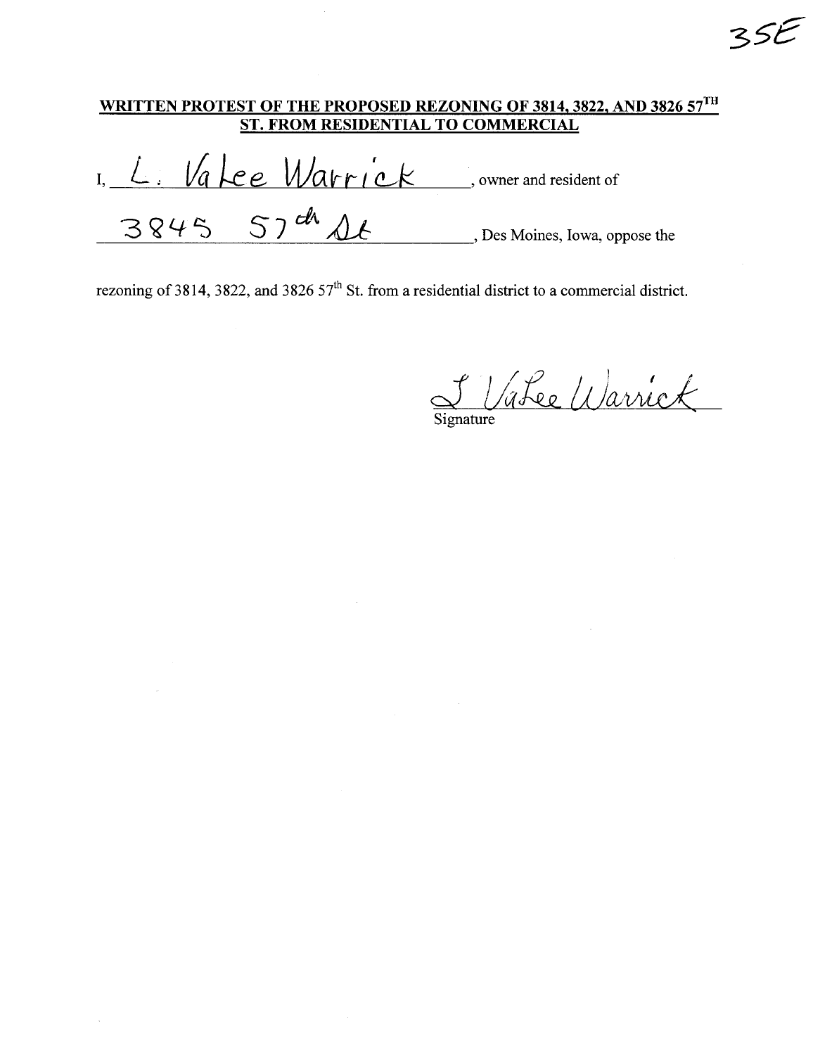35E

**WRITTEN PROTEST OF THE PROPOSED REZONING OF 3814, 3822, AND 3826 57TH ST. FROM RESIDENTIAL TO COMMERCIAL**

I, L. VaLee Warrick, owner and resident of

3845 57th St, Des Moines, Iowa, oppose the

rezoning of 3814, 3822, and 3826 57th St. from a residential district to a commercial district.

L VaLee Warrick

Signature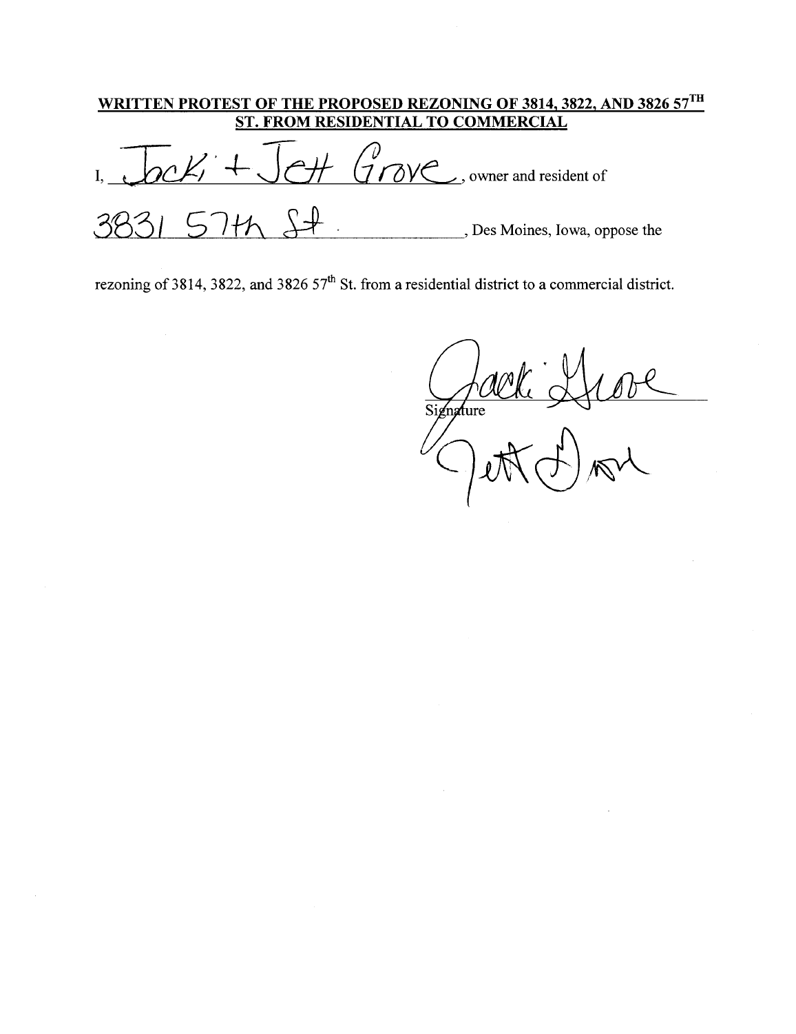**WRITTEN PROTEST OF THE PROPOSED REZONING OF 3814, 3822, AND 3826 57$^{TH}$ ST. FROM RESIDENTIAL TO COMMERCIAL**

I, Jacki + Jeff Grove, owner and resident of

3831 57th St., Des Moines, Iowa, oppose the

rezoning of 3814, 3822, and 3826 57$^{th}$ St. from a residential district to a commercial district.

Jacki Grove
Jeff Grove

Signature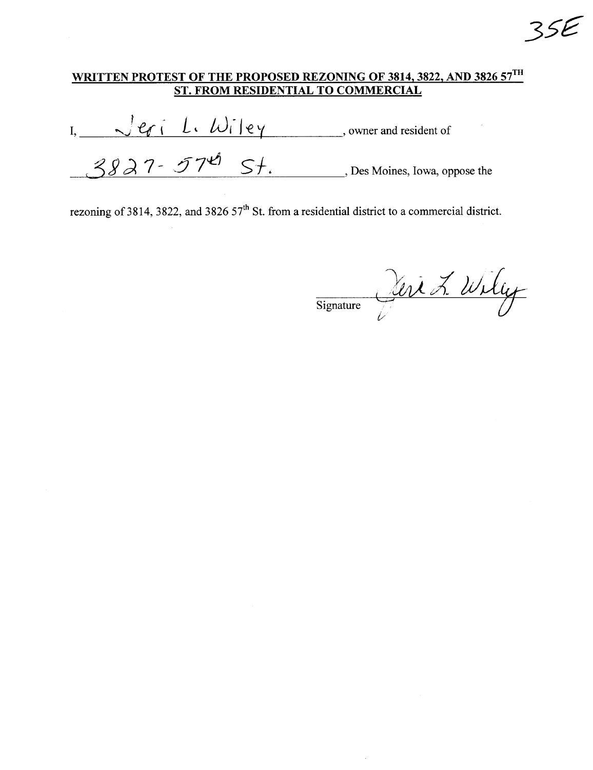35E

## WRITTEN PROTEST OF THE PROPOSED REZONING OF 3814, 3822, AND 3826 57TH ST. FROM RESIDENTIAL TO COMMERCIAL

I, Jeri L. Wiley, owner and resident of 3827- 57th St., Des Moines, Iowa, oppose the rezoning of 3814, 3822, and 3826 57th St. from a residential district to a commercial district.

Signature Jeri L. Wiley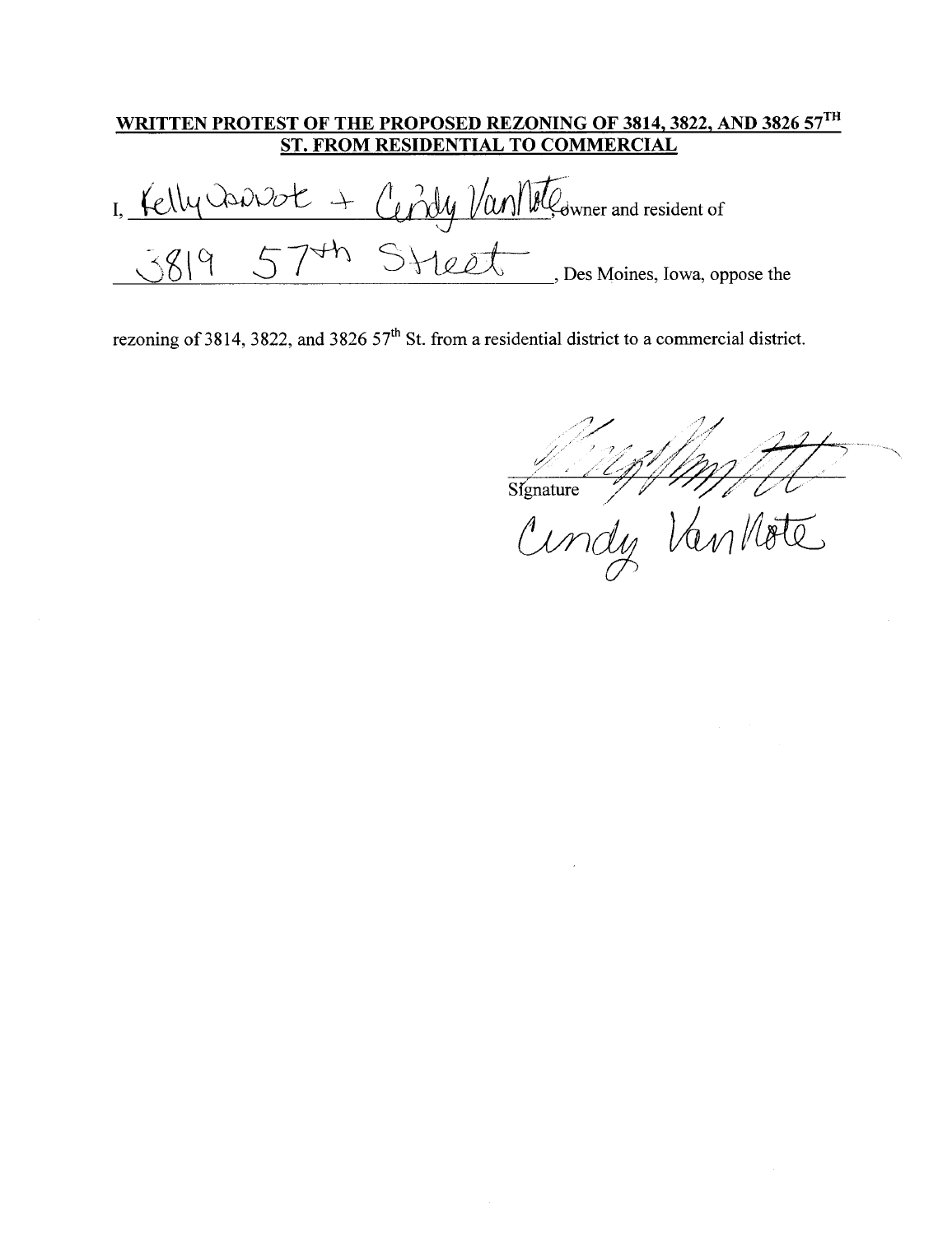**WRITTEN PROTEST OF THE PROPOSED REZONING OF 3814, 3822, AND 3826 57TH ST. FROM RESIDENTIAL TO COMMERCIAL**

I, Kelly Caswot + Cindy VanNote, owner and resident of

3819 57th Street, Des Moines, Iowa, oppose the

rezoning of 3814, 3822, and 3826 57th St. from a residential district to a commercial district.

Signature

Cindy VanNote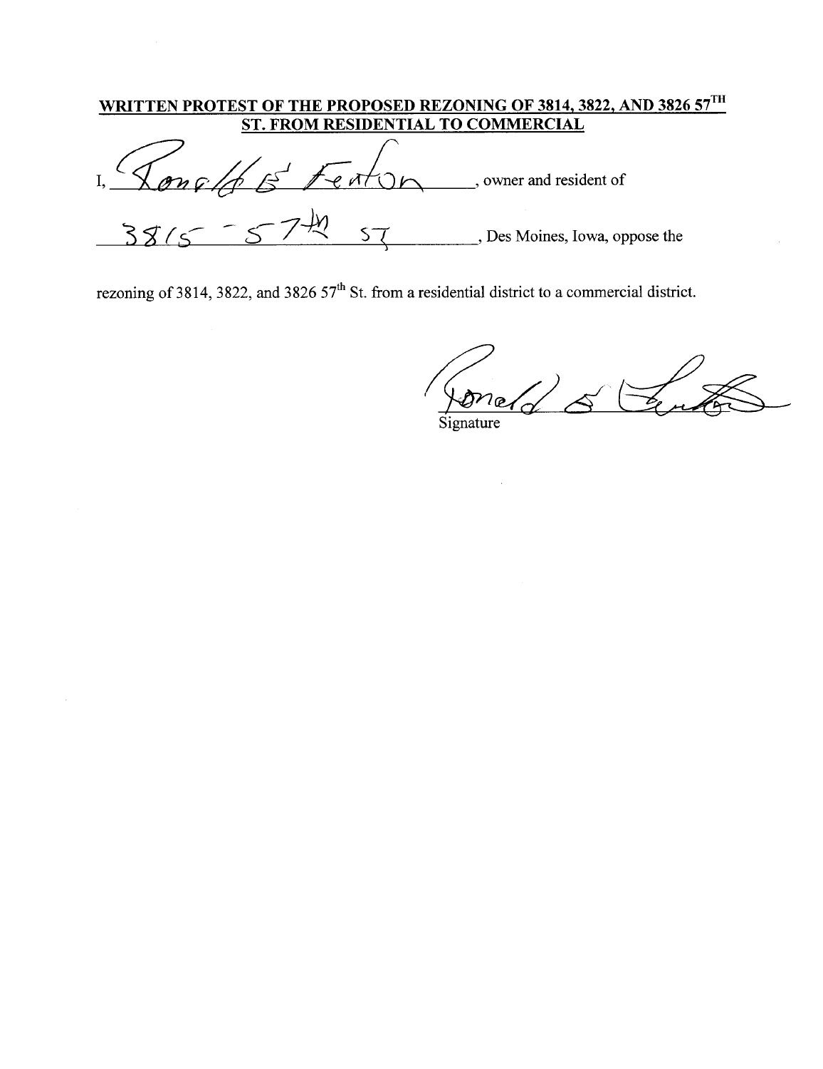**WRITTEN PROTEST OF THE PROPOSED REZONING OF 3814, 3822, AND 3826 57TH ST. FROM RESIDENTIAL TO COMMERCIAL**

I, Ronald B Fenton, owner and resident of

3815 - 57th St, Des Moines, Iowa, oppose the

rezoning of 3814, 3822, and 3826 57th St. from a residential district to a commercial district.

Ronald B Fenton

Signature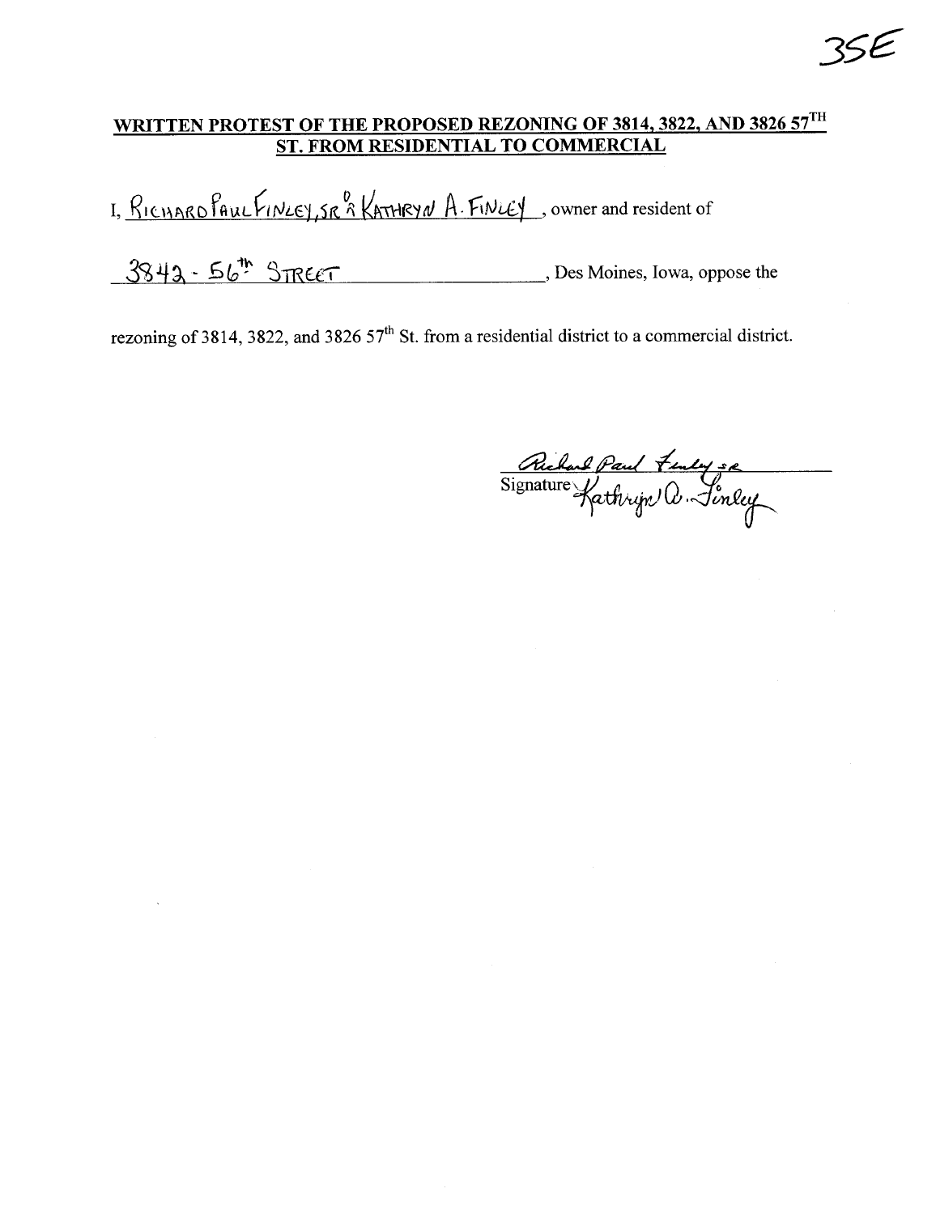35E

**WRITTEN PROTEST OF THE PROPOSED REZONING OF 3814, 3822, AND 3826 57TH ST. FROM RESIDENTIAL TO COMMERCIAL**

I, RICHARD PAUL FINLEY, SR & KATHRYN A. FINLEY, owner and resident of

3842 - 56th STREET, Des Moines, Iowa, oppose the

rezoning of 3814, 3822, and 3826 57th St. from a residential district to a commercial district.

Richard Paul Finley SR
Signature Kathryn A. Finley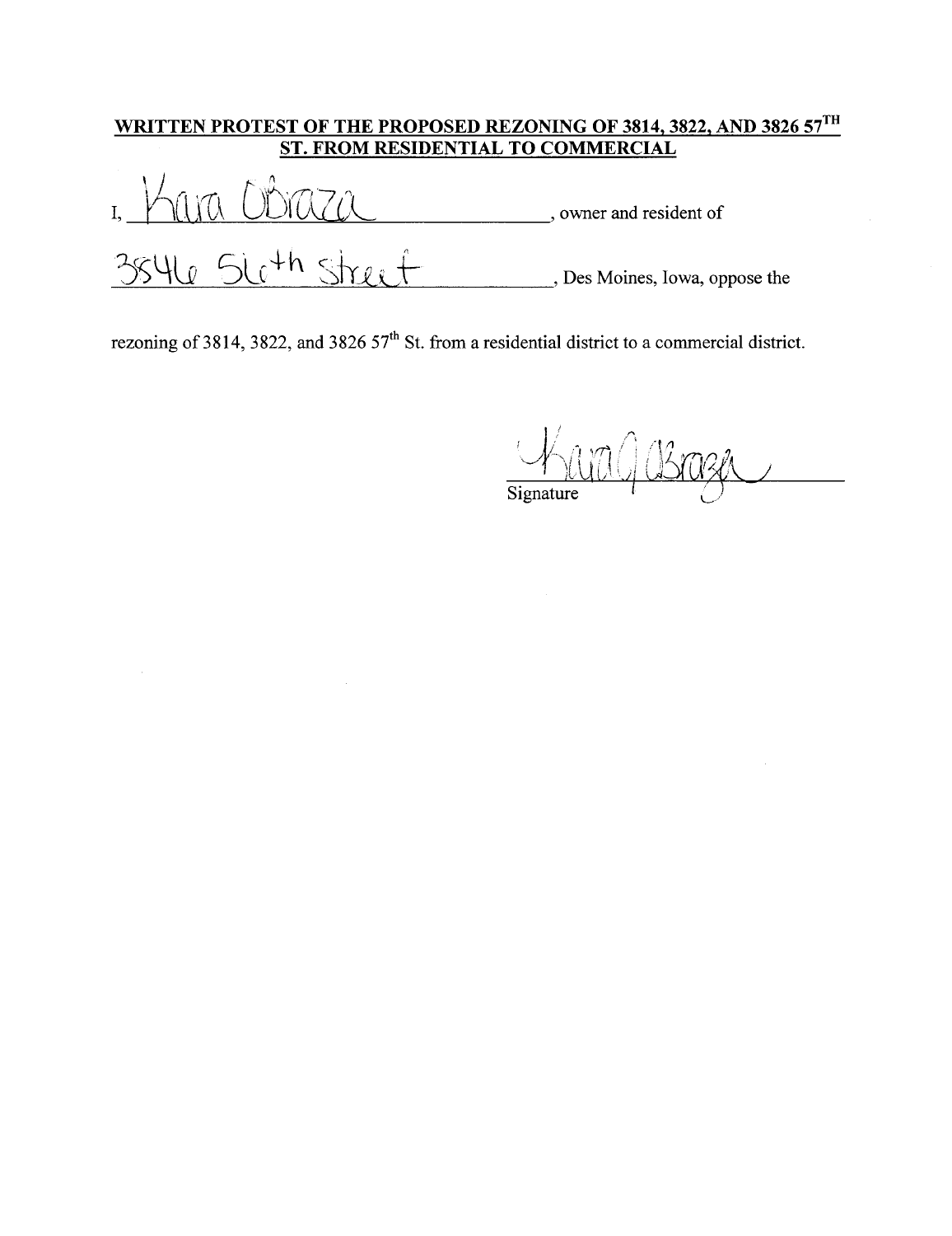**WRITTEN PROTEST OF THE PROPOSED REZONING OF 3814, 3822, AND 3826 57TH ST. FROM RESIDENTIAL TO COMMERCIAL**

I, Kara Obraza, owner and resident of

3546 56th street, Des Moines, Iowa, oppose the

rezoning of 3814, 3822, and 3826 57th St. from a residential district to a commercial district.

Kara Q Obraza

Signature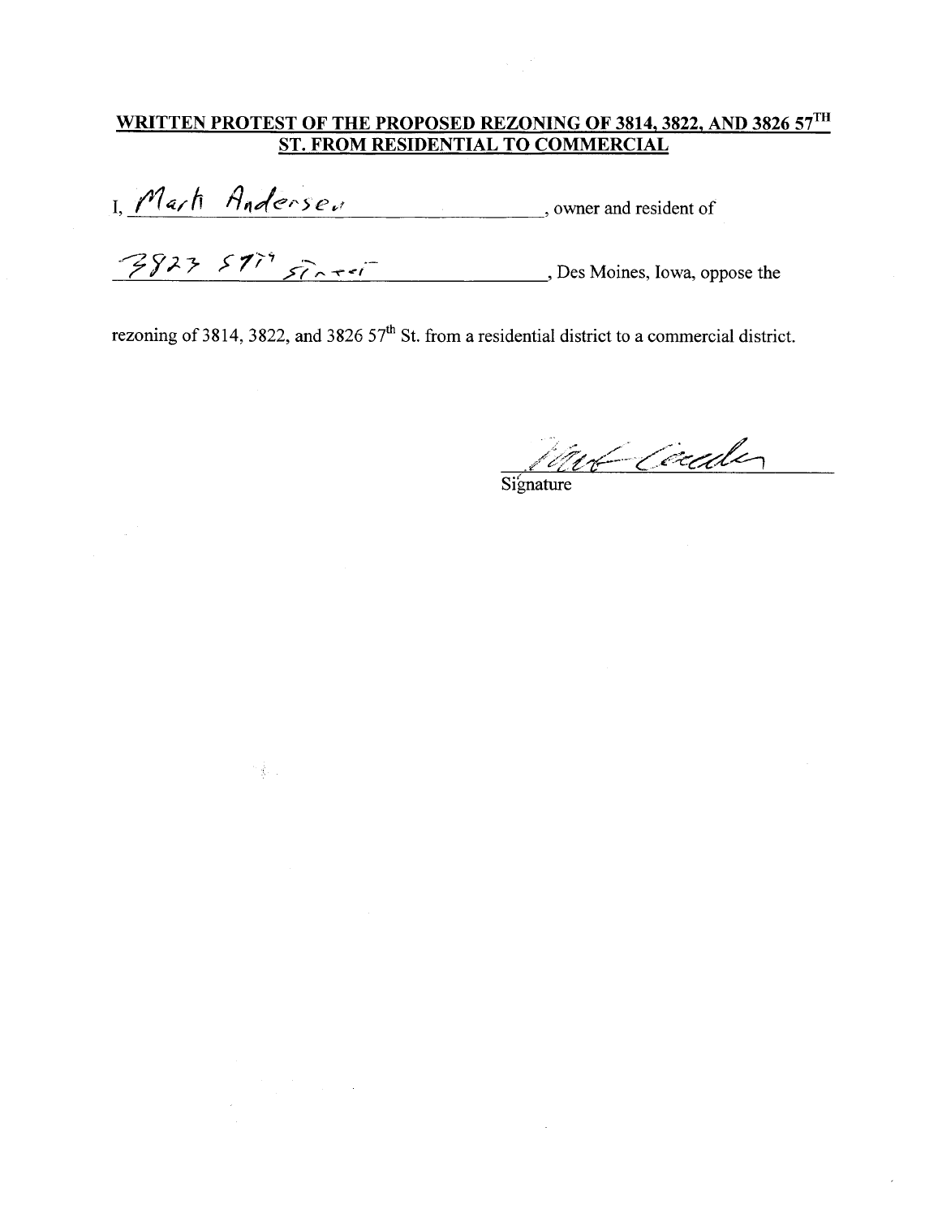**WRITTEN PROTEST OF THE PROPOSED REZONING OF 3814, 3822, AND 3826 57TH ST. FROM RESIDENTIAL TO COMMERCIAL**

I, Mark Andersen, owner and resident of

3823 57th Street, Des Moines, Iowa, oppose the

rezoning of 3814, 3822, and 3826 57th St. from a residential district to a commercial district.

Signature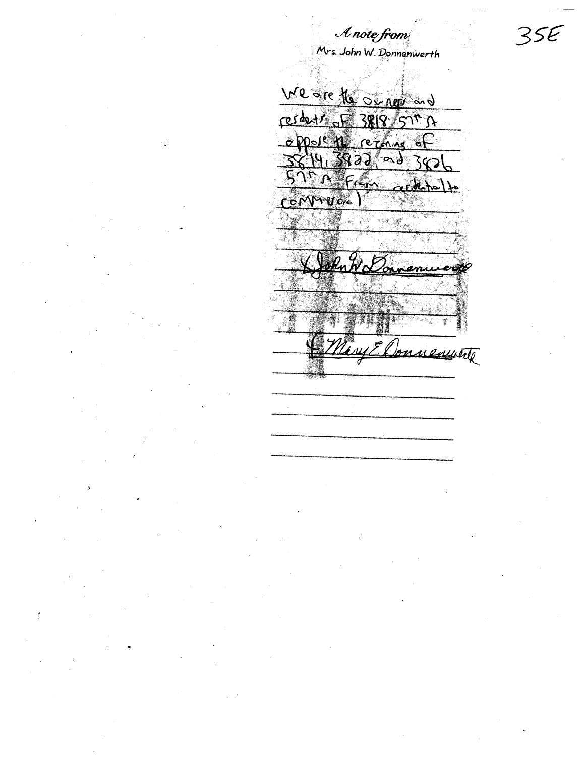35E

*A note from*

Mrs. John W. Donnenwerth

We are the owners and residents of 3818 57th St oppose the rezoning of 3814, 3822, and 3826 57th St from residential to commercial

X John W. Donnenwerth

X Mary E. Donnenwerth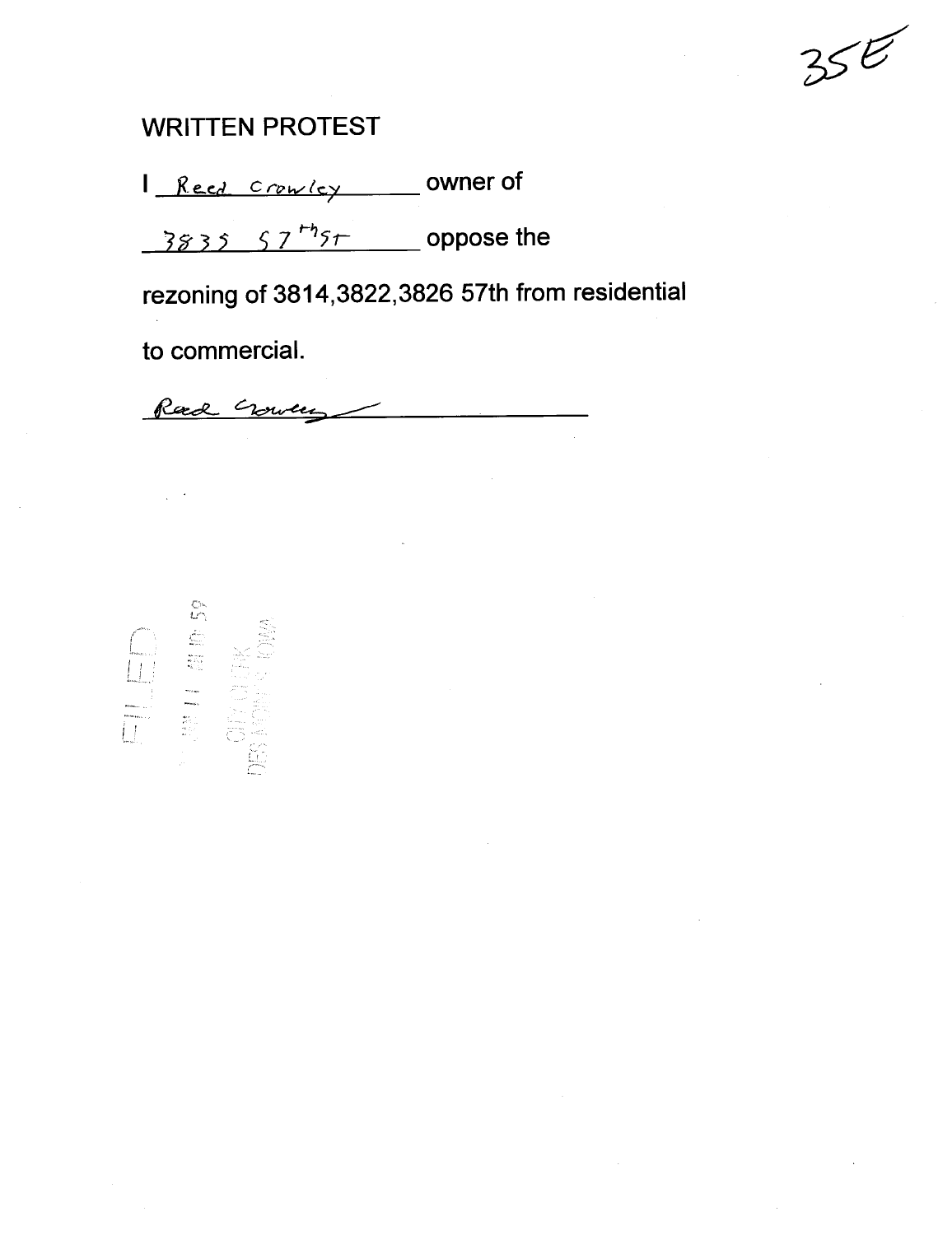35E

# WRITTEN PROTEST

I Reed Crowley owner of

3835 57th St oppose the

rezoning of 3814,3822,3826 57th from residential

to commercial.

Reed Crowley

FILED
2011 JUN 11 AM 10:59
CITY CLERK
DES MOINES, IOWA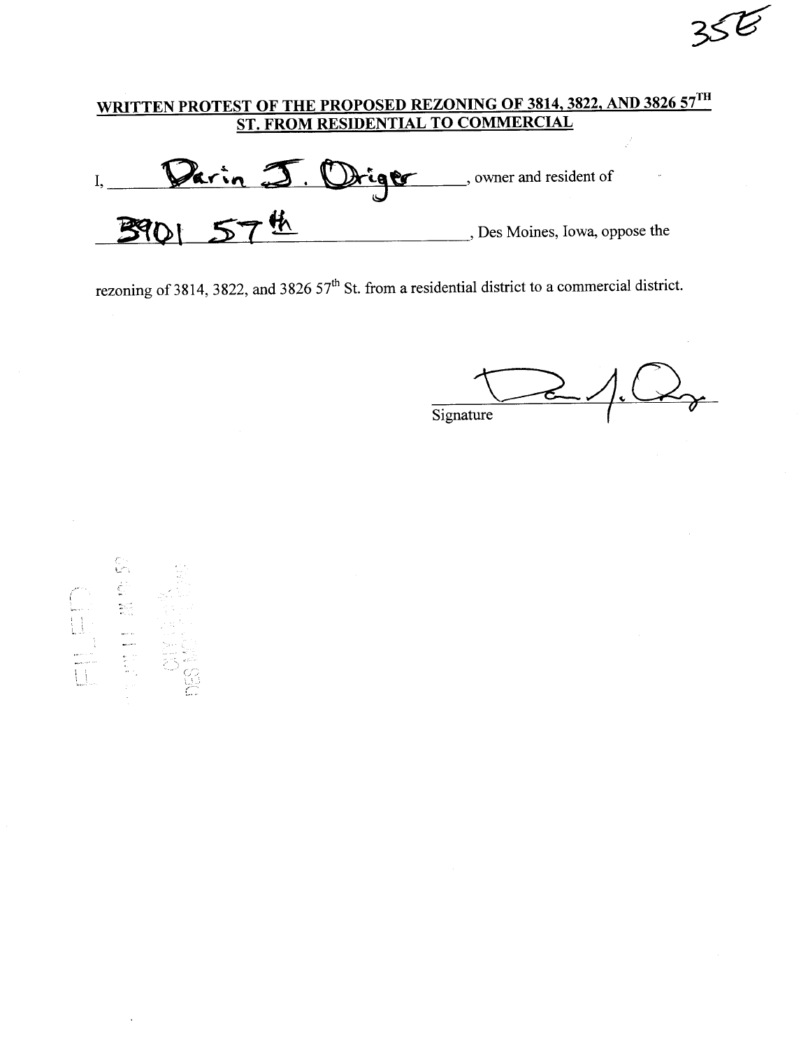35E

## WRITTEN PROTEST OF THE PROPOSED REZONING OF 3814, 3822, AND 3826 57TH ST. FROM RESIDENTIAL TO COMMERCIAL

I, Darin J. Origer, owner and resident of 3901 57th, Des Moines, Iowa, oppose the rezoning of 3814, 3822, and 3826 57th St. from a residential district to a commercial district.

Signature

FILED
CITY CLERK
DES MOINES, IOWA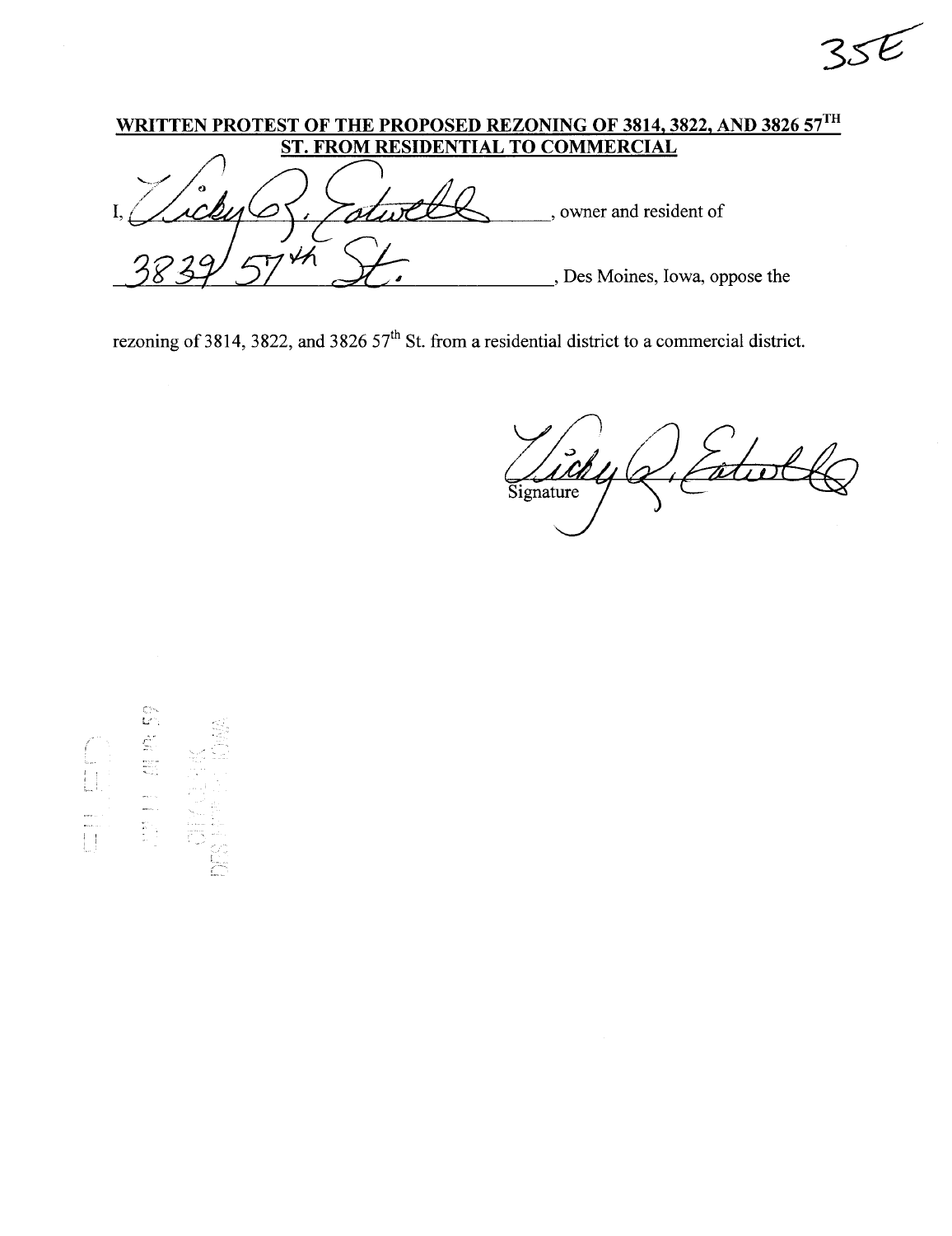35E

**WRITTEN PROTEST OF THE PROPOSED REZONING OF 3814, 3822, AND 3826 57TH ST. FROM RESIDENTIAL TO COMMERCIAL**

I, Vicky Q. Eatwell, owner and resident of 3839 57th St., Des Moines, Iowa, oppose the rezoning of 3814, 3822, and 3826 57th St. from a residential district to a commercial district.

Vicky Q. Eatwell
Signature

FILED
2011 APR 29 PM 2:59
CITY CLERK
DES MOINES, IOWA